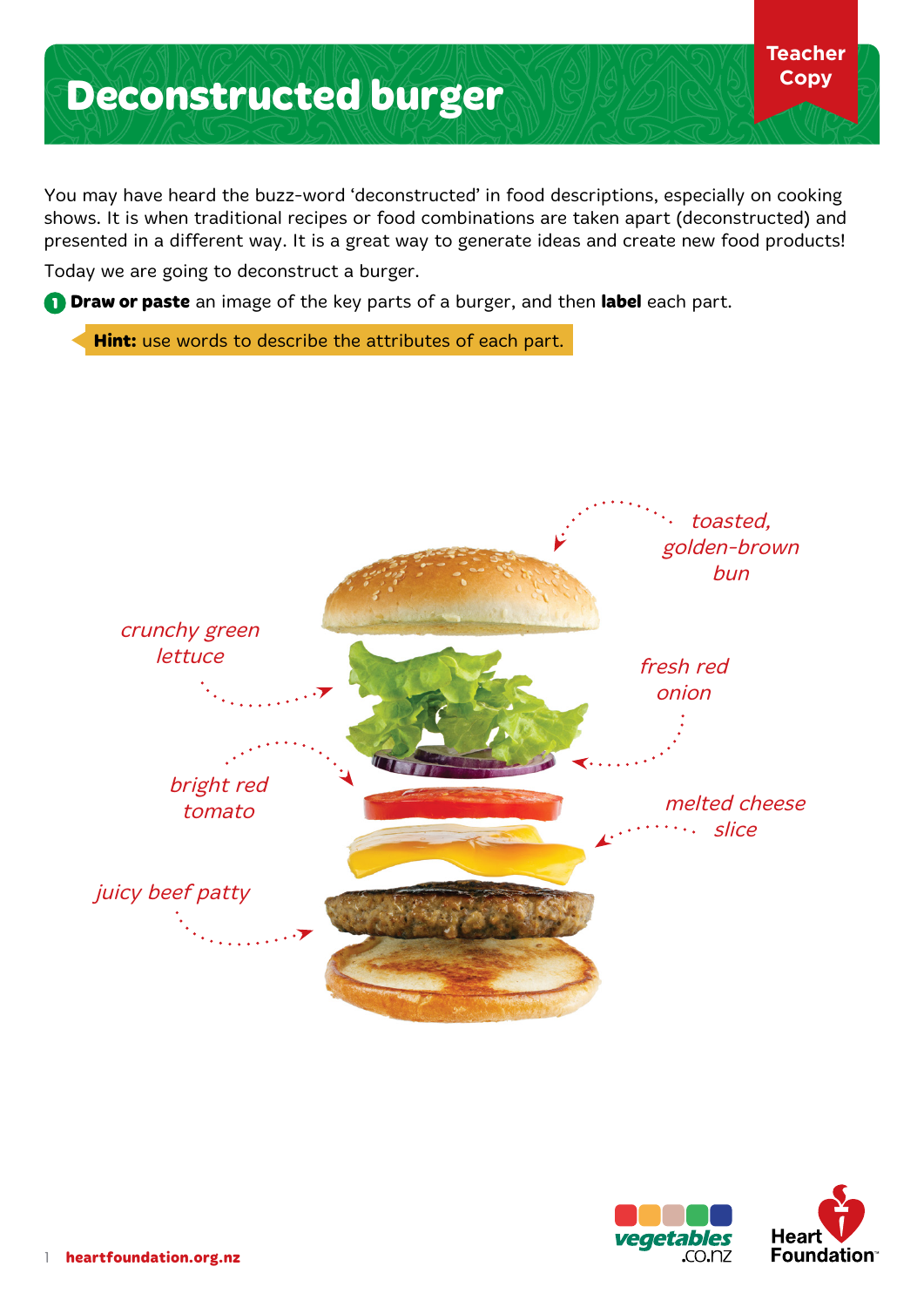# Deconstructed burger

**Teacher Copy**

You may have heard the buzz-word 'deconstructed' in food descriptions, especially on cooking shows. It is when traditional recipes or food combinations are taken apart (deconstructed) and presented in a different way. It is a great way to generate ideas and create new food products!

Today we are going to deconstruct a burger.

1. **Draw or paste** an image of the key parts of a burger, and then **label** each part.

> **Hint:** use words to describe the attributes of each part.

*toasted, golden-brown bun*

*crunchy green lettuce*

*fresh red onion*

*bright red tomato*

*melted cheese slice*

*juicy beef patty*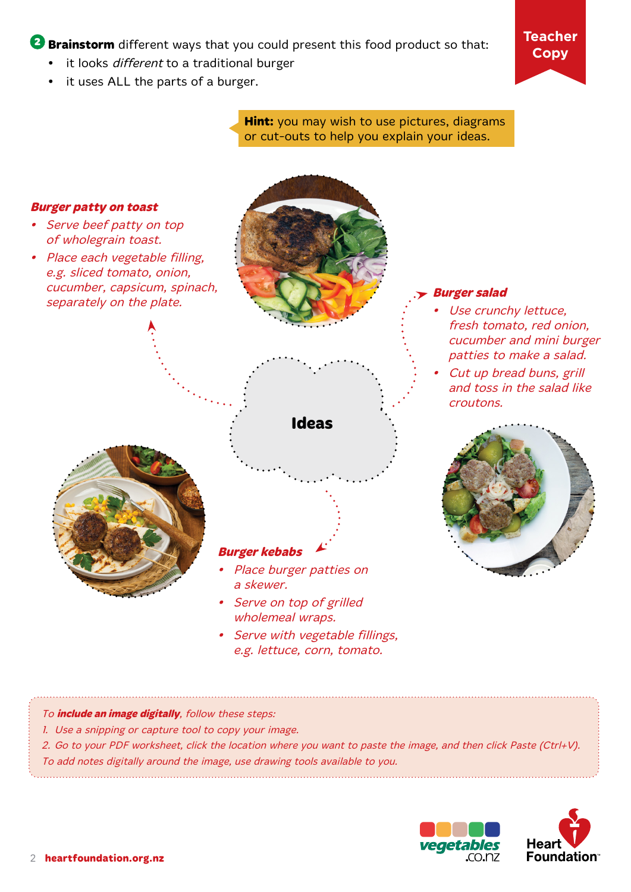**Teacher Copy**

**2** **Brainstorm** different ways that you could present this food product so that:

- it looks *different* to a traditional burger
- it uses ALL the parts of a burger.

**Hint:** you may wish to use pictures, diagrams or cut-outs to help you explain your ideas.

**Ideas**

***Burger patty on toast***

- *Serve beef patty on top of wholegrain toast.*
- *Place each vegetable filling, e.g. sliced tomato, onion, cucumber, capsicum, spinach, separately on the plate.*

***Burger salad***

- *Use crunchy lettuce, fresh tomato, red onion, cucumber and mini burger patties to make a salad.*
- *Cut up bread buns, grill and toss in the salad like croutons.*

***Burger kebabs***

- *Place burger patties on a skewer.*
- *Serve on top of grilled wholemeal wraps.*
- *Serve with vegetable fillings, e.g. lettuce, corn, tomato.*

*To **include an image digitally**, follow these steps:*

1. *Use a snipping or capture tool to copy your image.*
2. *Go to your PDF worksheet, click the location where you want to paste the image, and then click Paste (Ctrl+V).*

*To add notes digitally around the image, use drawing tools available to you.*

**heartfoundation.org.nz**